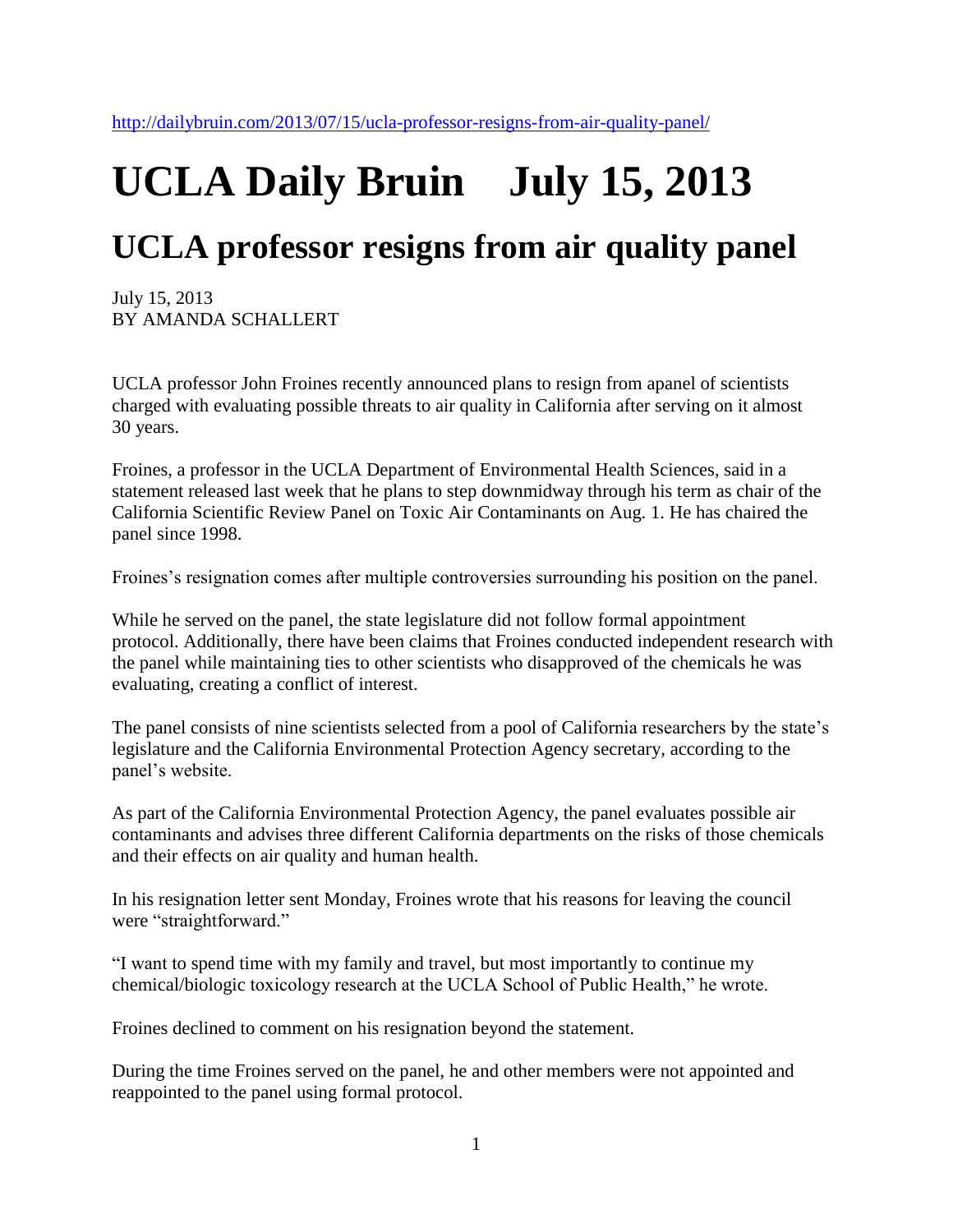http://dailybruin.com/2013/07/15/ucla-professor-resigns-from-air-quality-panel/

# UCLA Daily Bruin July 15, 2013

## UCLA professor resigns from air quality panel

July 15, 2013
BY AMANDA SCHALLERT

UCLA professor John Froines recently announced plans to resign from apanel of scientists charged with evaluating possible threats to air quality in California after serving on it almost 30 years.

Froines, a professor in the UCLA Department of Environmental Health Sciences, said in a statement released last week that he plans to step downmidway through his term as chair of the California Scientific Review Panel on Toxic Air Contaminants on Aug. 1. He has chaired the panel since 1998.

Froines's resignation comes after multiple controversies surrounding his position on the panel.

While he served on the panel, the state legislature did not follow formal appointment protocol. Additionally, there have been claims that Froines conducted independent research with the panel while maintaining ties to other scientists who disapproved of the chemicals he was evaluating, creating a conflict of interest.

The panel consists of nine scientists selected from a pool of California researchers by the state's legislature and the California Environmental Protection Agency secretary, according to the panel's website.

As part of the California Environmental Protection Agency, the panel evaluates possible air contaminants and advises three different California departments on the risks of those chemicals and their effects on air quality and human health.

In his resignation letter sent Monday, Froines wrote that his reasons for leaving the council were "straightforward."

"I want to spend time with my family and travel, but most importantly to continue my chemical/biologic toxicology research at the UCLA School of Public Health," he wrote.

Froines declined to comment on his resignation beyond the statement.

During the time Froines served on the panel, he and other members were not appointed and reappointed to the panel using formal protocol.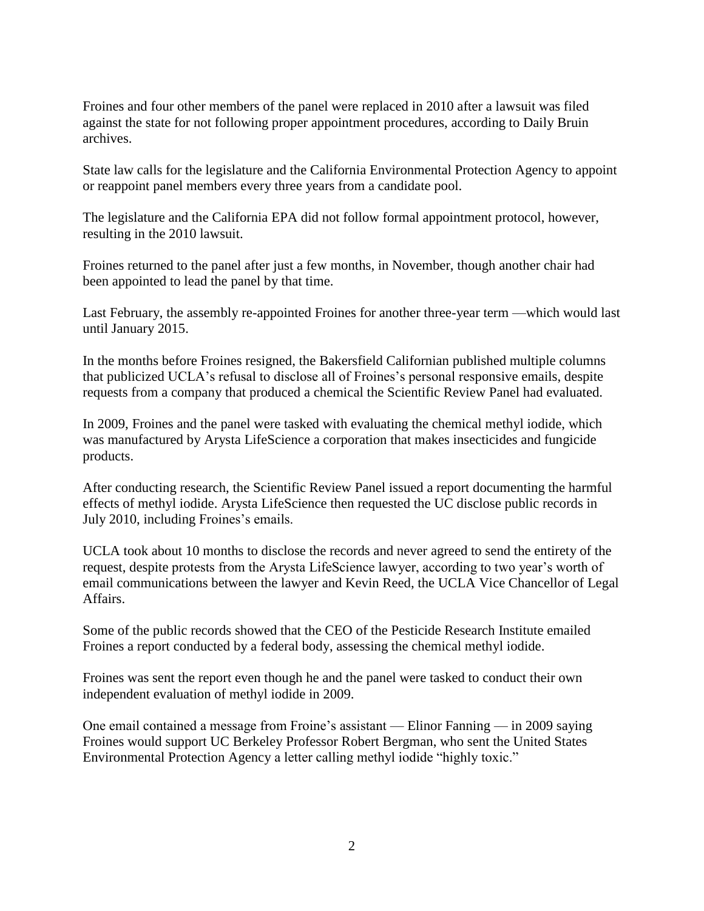Froines and four other members of the panel were replaced in 2010 after a lawsuit was filed against the state for not following proper appointment procedures, according to Daily Bruin archives.

State law calls for the legislature and the California Environmental Protection Agency to appoint or reappoint panel members every three years from a candidate pool.

The legislature and the California EPA did not follow formal appointment protocol, however, resulting in the 2010 lawsuit.

Froines returned to the panel after just a few months, in November, though another chair had been appointed to lead the panel by that time.

Last February, the assembly re-appointed Froines for another three-year term —which would last until January 2015.

In the months before Froines resigned, the Bakersfield Californian published multiple columns that publicized UCLA's refusal to disclose all of Froines's personal responsive emails, despite requests from a company that produced a chemical the Scientific Review Panel had evaluated.

In 2009, Froines and the panel were tasked with evaluating the chemical methyl iodide, which was manufactured by Arysta LifeScience a corporation that makes insecticides and fungicide products.

After conducting research, the Scientific Review Panel issued a report documenting the harmful effects of methyl iodide. Arysta LifeScience then requested the UC disclose public records in July 2010, including Froines's emails.

UCLA took about 10 months to disclose the records and never agreed to send the entirety of the request, despite protests from the Arysta LifeScience lawyer, according to two year's worth of email communications between the lawyer and Kevin Reed, the UCLA Vice Chancellor of Legal Affairs.

Some of the public records showed that the CEO of the Pesticide Research Institute emailed Froines a report conducted by a federal body, assessing the chemical methyl iodide.

Froines was sent the report even though he and the panel were tasked to conduct their own independent evaluation of methyl iodide in 2009.

One email contained a message from Froine's assistant — Elinor Fanning — in 2009 saying Froines would support UC Berkeley Professor Robert Bergman, who sent the United States Environmental Protection Agency a letter calling methyl iodide "highly toxic."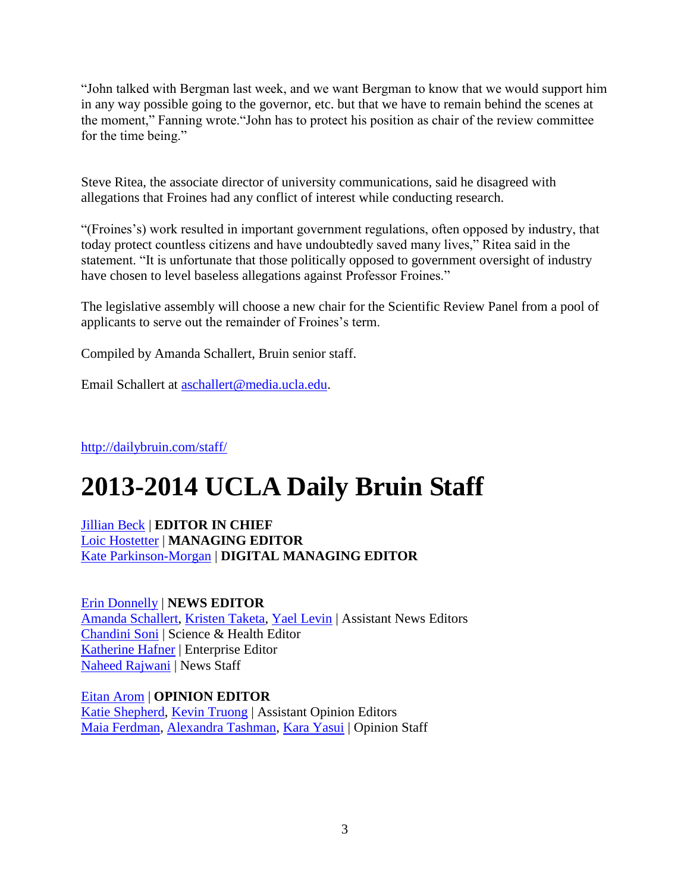"John talked with Bergman last week, and we want Bergman to know that we would support him in any way possible going to the governor, etc. but that we have to remain behind the scenes at the moment," Fanning wrote."John has to protect his position as chair of the review committee for the time being."

Steve Ritea, the associate director of university communications, said he disagreed with allegations that Froines had any conflict of interest while conducting research.

"(Froines's) work resulted in important government regulations, often opposed by industry, that today protect countless citizens and have undoubtedly saved many lives," Ritea said in the statement. "It is unfortunate that those politically opposed to government oversight of industry have chosen to level baseless allegations against Professor Froines."

The legislative assembly will choose a new chair for the Scientific Review Panel from a pool of applicants to serve out the remainder of Froines's term.

Compiled by Amanda Schallert, Bruin senior staff.

Email Schallert at aschallert@media.ucla.edu.

http://dailybruin.com/staff/

# 2013-2014 UCLA Daily Bruin Staff

Jillian Beck | **EDITOR IN CHIEF**
Loic Hostetter | **MANAGING EDITOR**
Kate Parkinson-Morgan | **DIGITAL MANAGING EDITOR**

Erin Donnelly | **NEWS EDITOR**
Amanda Schallert, Kristen Taketa, Yael Levin | Assistant News Editors
Chandini Soni | Science & Health Editor
Katherine Hafner | Enterprise Editor
Naheed Rajwani | News Staff

Eitan Arom | **OPINION EDITOR**
Katie Shepherd, Kevin Truong | Assistant Opinion Editors
Maia Ferdman, Alexandra Tashman, Kara Yasui | Opinion Staff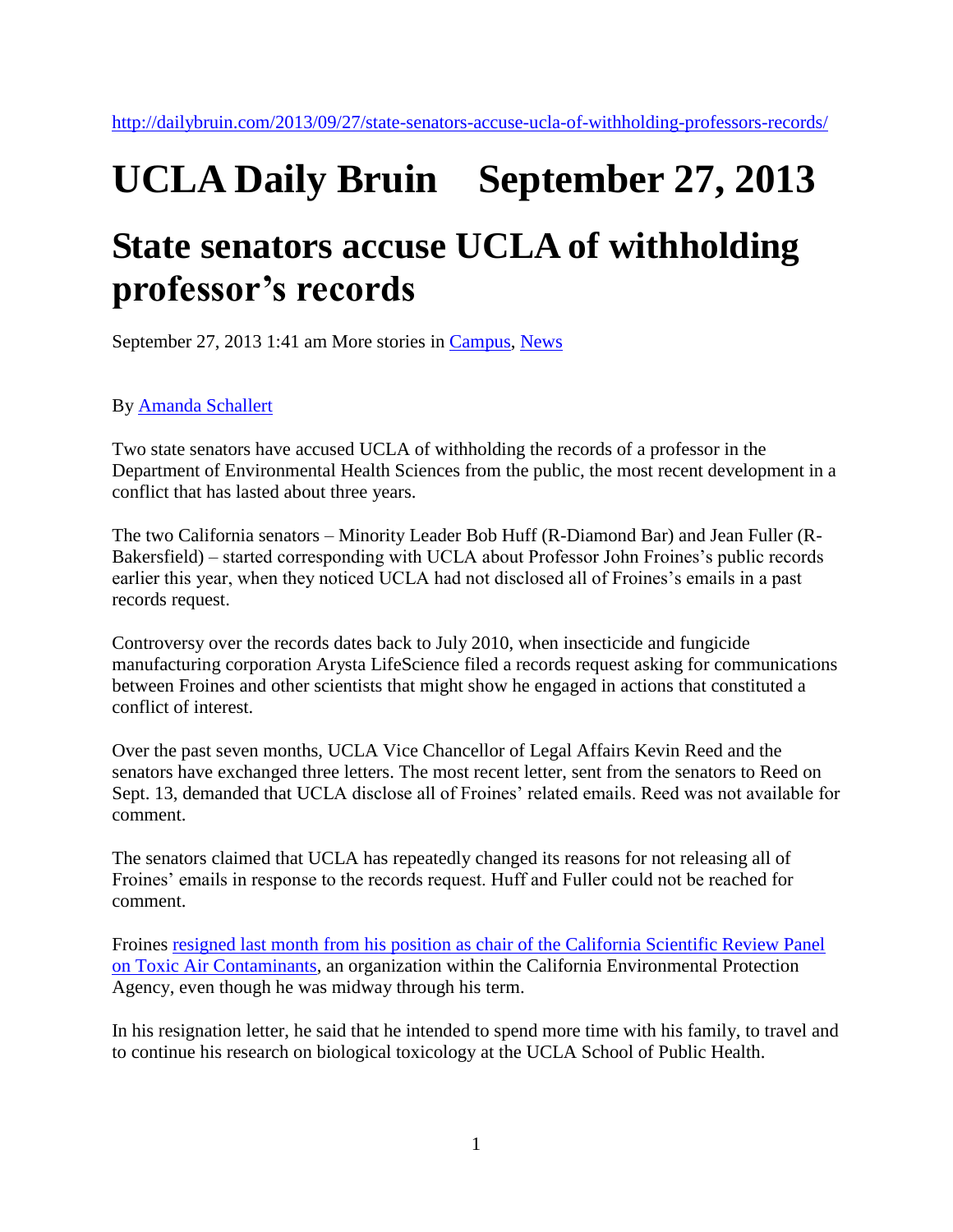http://dailybruin.com/2013/09/27/state-senators-accuse-ucla-of-withholding-professors-records/

# UCLA Daily Bruin September 27, 2013

# State senators accuse UCLA of withholding professor's records

September 27, 2013 1:41 am More stories in Campus, News

By Amanda Schallert

Two state senators have accused UCLA of withholding the records of a professor in the Department of Environmental Health Sciences from the public, the most recent development in a conflict that has lasted about three years.

The two California senators – Minority Leader Bob Huff (R-Diamond Bar) and Jean Fuller (R-Bakersfield) – started corresponding with UCLA about Professor John Froines's public records earlier this year, when they noticed UCLA had not disclosed all of Froines's emails in a past records request.

Controversy over the records dates back to July 2010, when insecticide and fungicide manufacturing corporation Arysta LifeScience filed a records request asking for communications between Froines and other scientists that might show he engaged in actions that constituted a conflict of interest.

Over the past seven months, UCLA Vice Chancellor of Legal Affairs Kevin Reed and the senators have exchanged three letters. The most recent letter, sent from the senators to Reed on Sept. 13, demanded that UCLA disclose all of Froines' related emails. Reed was not available for comment.

The senators claimed that UCLA has repeatedly changed its reasons for not releasing all of Froines' emails in response to the records request. Huff and Fuller could not be reached for comment.

Froines resigned last month from his position as chair of the California Scientific Review Panel on Toxic Air Contaminants, an organization within the California Environmental Protection Agency, even though he was midway through his term.

In his resignation letter, he said that he intended to spend more time with his family, to travel and to continue his research on biological toxicology at the UCLA School of Public Health.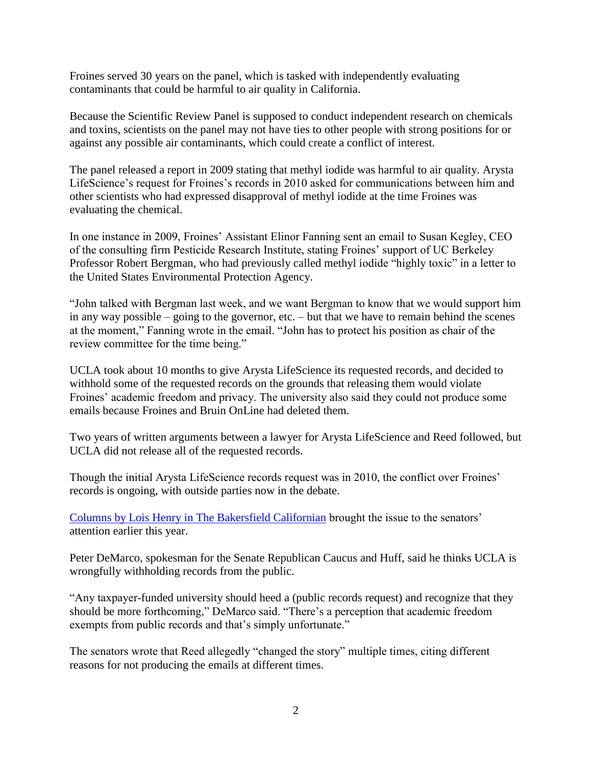Froines served 30 years on the panel, which is tasked with independently evaluating contaminants that could be harmful to air quality in California.

Because the Scientific Review Panel is supposed to conduct independent research on chemicals and toxins, scientists on the panel may not have ties to other people with strong positions for or against any possible air contaminants, which could create a conflict of interest.

The panel released a report in 2009 stating that methyl iodide was harmful to air quality. Arysta LifeScience's request for Froines's records in 2010 asked for communications between him and other scientists who had expressed disapproval of methyl iodide at the time Froines was evaluating the chemical.

In one instance in 2009, Froines' Assistant Elinor Fanning sent an email to Susan Kegley, CEO of the consulting firm Pesticide Research Institute, stating Froines' support of UC Berkeley Professor Robert Bergman, who had previously called methyl iodide "highly toxic" in a letter to the United States Environmental Protection Agency.

"John talked with Bergman last week, and we want Bergman to know that we would support him in any way possible – going to the governor, etc. – but that we have to remain behind the scenes at the moment," Fanning wrote in the email. "John has to protect his position as chair of the review committee for the time being."

UCLA took about 10 months to give Arysta LifeScience its requested records, and decided to withhold some of the requested records on the grounds that releasing them would violate Froines' academic freedom and privacy. The university also said they could not produce some emails because Froines and Bruin OnLine had deleted them.

Two years of written arguments between a lawyer for Arysta LifeScience and Reed followed, but UCLA did not release all of the requested records.

Though the initial Arysta LifeScience records request was in 2010, the conflict over Froines' records is ongoing, with outside parties now in the debate.

Columns by Lois Henry in The Bakersfield Californian brought the issue to the senators' attention earlier this year.

Peter DeMarco, spokesman for the Senate Republican Caucus and Huff, said he thinks UCLA is wrongfully withholding records from the public.

"Any taxpayer-funded university should heed a (public records request) and recognize that they should be more forthcoming," DeMarco said. "There's a perception that academic freedom exempts from public records and that's simply unfortunate."

The senators wrote that Reed allegedly "changed the story" multiple times, citing different reasons for not producing the emails at different times.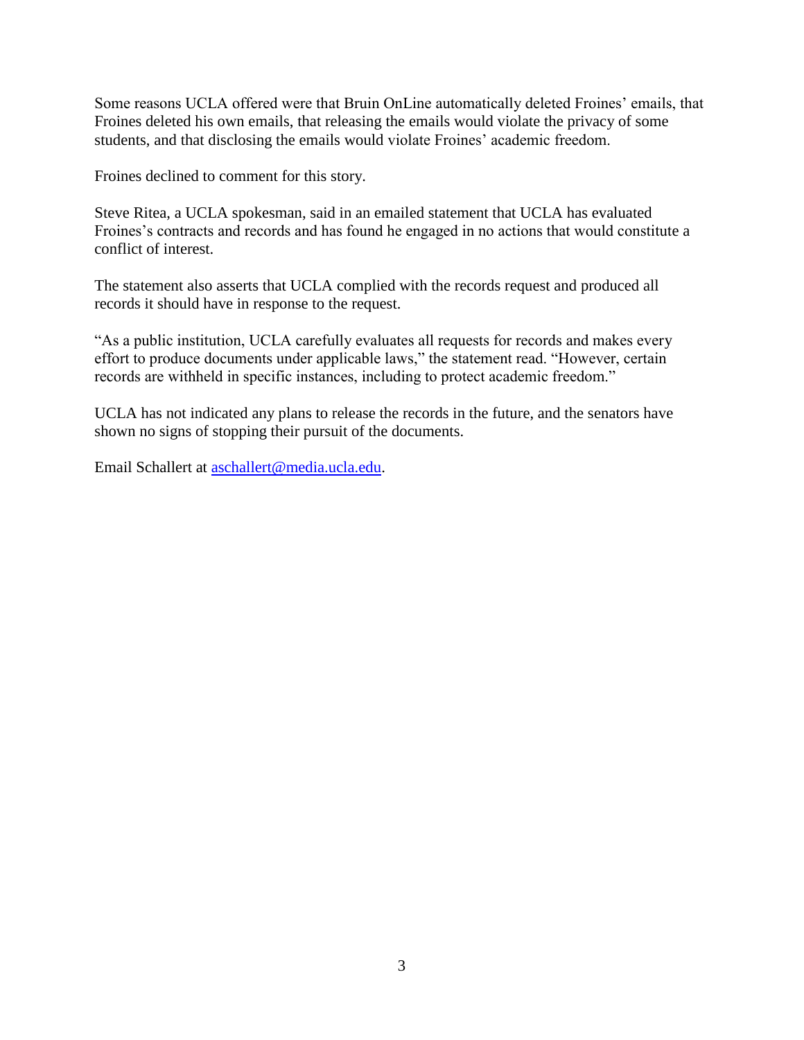Some reasons UCLA offered were that Bruin OnLine automatically deleted Froines' emails, that Froines deleted his own emails, that releasing the emails would violate the privacy of some students, and that disclosing the emails would violate Froines' academic freedom.

Froines declined to comment for this story.

Steve Ritea, a UCLA spokesman, said in an emailed statement that UCLA has evaluated Froines's contracts and records and has found he engaged in no actions that would constitute a conflict of interest.

The statement also asserts that UCLA complied with the records request and produced all records it should have in response to the request.

"As a public institution, UCLA carefully evaluates all requests for records and makes every effort to produce documents under applicable laws," the statement read. "However, certain records are withheld in specific instances, including to protect academic freedom."

UCLA has not indicated any plans to release the records in the future, and the senators have shown no signs of stopping their pursuit of the documents.

Email Schallert at aschallert@media.ucla.edu.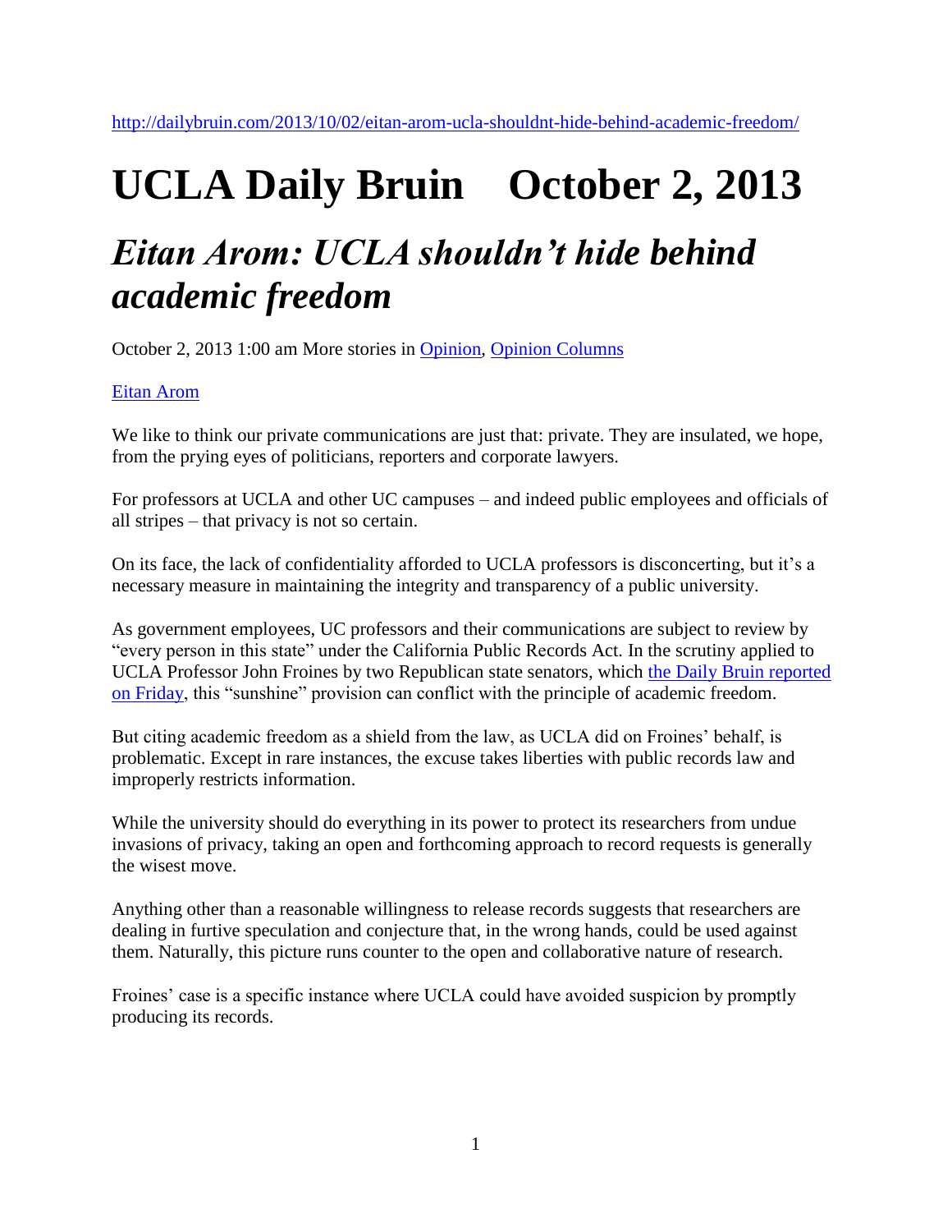http://dailybruin.com/2013/10/02/eitan-arom-ucla-shouldnt-hide-behind-academic-freedom/

# UCLA Daily Bruin    October 2, 2013

## *Eitan Arom: UCLA shouldn't hide behind academic freedom*

October 2, 2013 1:00 am More stories in Opinion, Opinion Columns

Eitan Arom

We like to think our private communications are just that: private. They are insulated, we hope, from the prying eyes of politicians, reporters and corporate lawyers.

For professors at UCLA and other UC campuses – and indeed public employees and officials of all stripes – that privacy is not so certain.

On its face, the lack of confidentiality afforded to UCLA professors is disconcerting, but it's a necessary measure in maintaining the integrity and transparency of a public university.

As government employees, UC professors and their communications are subject to review by "every person in this state" under the California Public Records Act. In the scrutiny applied to UCLA Professor John Froines by two Republican state senators, which the Daily Bruin reported on Friday, this "sunshine" provision can conflict with the principle of academic freedom.

But citing academic freedom as a shield from the law, as UCLA did on Froines' behalf, is problematic. Except in rare instances, the excuse takes liberties with public records law and improperly restricts information.

While the university should do everything in its power to protect its researchers from undue invasions of privacy, taking an open and forthcoming approach to record requests is generally the wisest move.

Anything other than a reasonable willingness to release records suggests that researchers are dealing in furtive speculation and conjecture that, in the wrong hands, could be used against them. Naturally, this picture runs counter to the open and collaborative nature of research.

Froines' case is a specific instance where UCLA could have avoided suspicion by promptly producing its records.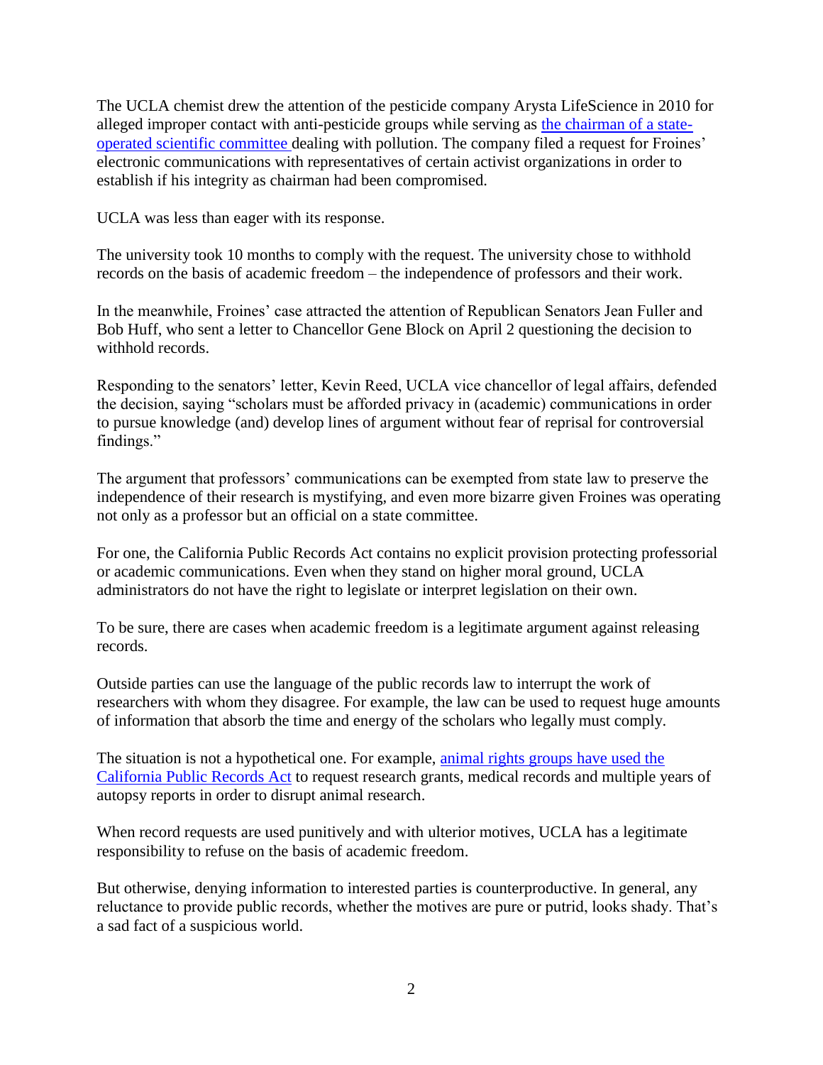The UCLA chemist drew the attention of the pesticide company Arysta LifeScience in 2010 for alleged improper contact with anti-pesticide groups while serving as [the chairman of a state-operated scientific committee ]dealing with pollution. The company filed a request for Froines' electronic communications with representatives of certain activist organizations in order to establish if his integrity as chairman had been compromised.

UCLA was less than eager with its response.

The university took 10 months to comply with the request. The university chose to withhold records on the basis of academic freedom – the independence of professors and their work.

In the meanwhile, Froines' case attracted the attention of Republican Senators Jean Fuller and Bob Huff, who sent a letter to Chancellor Gene Block on April 2 questioning the decision to withhold records.

Responding to the senators' letter, Kevin Reed, UCLA vice chancellor of legal affairs, defended the decision, saying "scholars must be afforded privacy in (academic) communications in order to pursue knowledge (and) develop lines of argument without fear of reprisal for controversial findings."

The argument that professors' communications can be exempted from state law to preserve the independence of their research is mystifying, and even more bizarre given Froines was operating not only as a professor but an official on a state committee.

For one, the California Public Records Act contains no explicit provision protecting professorial or academic communications. Even when they stand on higher moral ground, UCLA administrators do not have the right to legislate or interpret legislation on their own.

To be sure, there are cases when academic freedom is a legitimate argument against releasing records.

Outside parties can use the language of the public records law to interrupt the work of researchers with whom they disagree. For example, the law can be used to request huge amounts of information that absorb the time and energy of the scholars who legally must comply.

The situation is not a hypothetical one. For example, [animal rights groups have used the California Public Records Act] to request research grants, medical records and multiple years of autopsy reports in order to disrupt animal research.

When record requests are used punitively and with ulterior motives, UCLA has a legitimate responsibility to refuse on the basis of academic freedom.

But otherwise, denying information to interested parties is counterproductive. In general, any reluctance to provide public records, whether the motives are pure or putrid, looks shady. That's a sad fact of a suspicious world.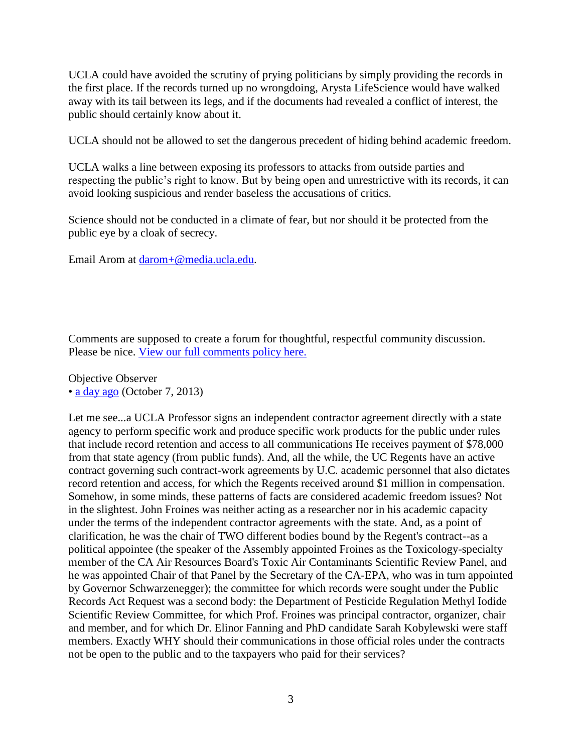UCLA could have avoided the scrutiny of prying politicians by simply providing the records in the first place. If the records turned up no wrongdoing, Arysta LifeScience would have walked away with its tail between its legs, and if the documents had revealed a conflict of interest, the public should certainly know about it.

UCLA should not be allowed to set the dangerous precedent of hiding behind academic freedom.

UCLA walks a line between exposing its professors to attacks from outside parties and respecting the public's right to know. But by being open and unrestrictive with its records, it can avoid looking suspicious and render baseless the accusations of critics.

Science should not be conducted in a climate of fear, but nor should it be protected from the public eye by a cloak of secrecy.

Email Arom at [darom+@media.ucla.edu](mailto:darom+@media.ucla.edu).

Comments are supposed to create a forum for thoughtful, respectful community discussion. Please be nice. [View our full comments policy here.]()

Objective Observer
• [a day ago]() (October 7, 2013)

Let me see...a UCLA Professor signs an independent contractor agreement directly with a state agency to perform specific work and produce specific work products for the public under rules that include record retention and access to all communications He receives payment of $78,000 from that state agency (from public funds). And, all the while, the UC Regents have an active contract governing such contract-work agreements by U.C. academic personnel that also dictates record retention and access, for which the Regents received around $1 million in compensation. Somehow, in some minds, these patterns of facts are considered academic freedom issues? Not in the slightest. John Froines was neither acting as a researcher nor in his academic capacity under the terms of the independent contractor agreements with the state. And, as a point of clarification, he was the chair of TWO different bodies bound by the Regent's contract--as a political appointee (the speaker of the Assembly appointed Froines as the Toxicology-specialty member of the CA Air Resources Board's Toxic Air Contaminants Scientific Review Panel, and he was appointed Chair of that Panel by the Secretary of the CA-EPA, who was in turn appointed by Governor Schwarzenegger); the committee for which records were sought under the Public Records Act Request was a second body: the Department of Pesticide Regulation Methyl Iodide Scientific Review Committee, for which Prof. Froines was principal contractor, organizer, chair and member, and for which Dr. Elinor Fanning and PhD candidate Sarah Kobylewski were staff members. Exactly WHY should their communications in those official roles under the contracts not be open to the public and to the taxpayers who paid for their services?